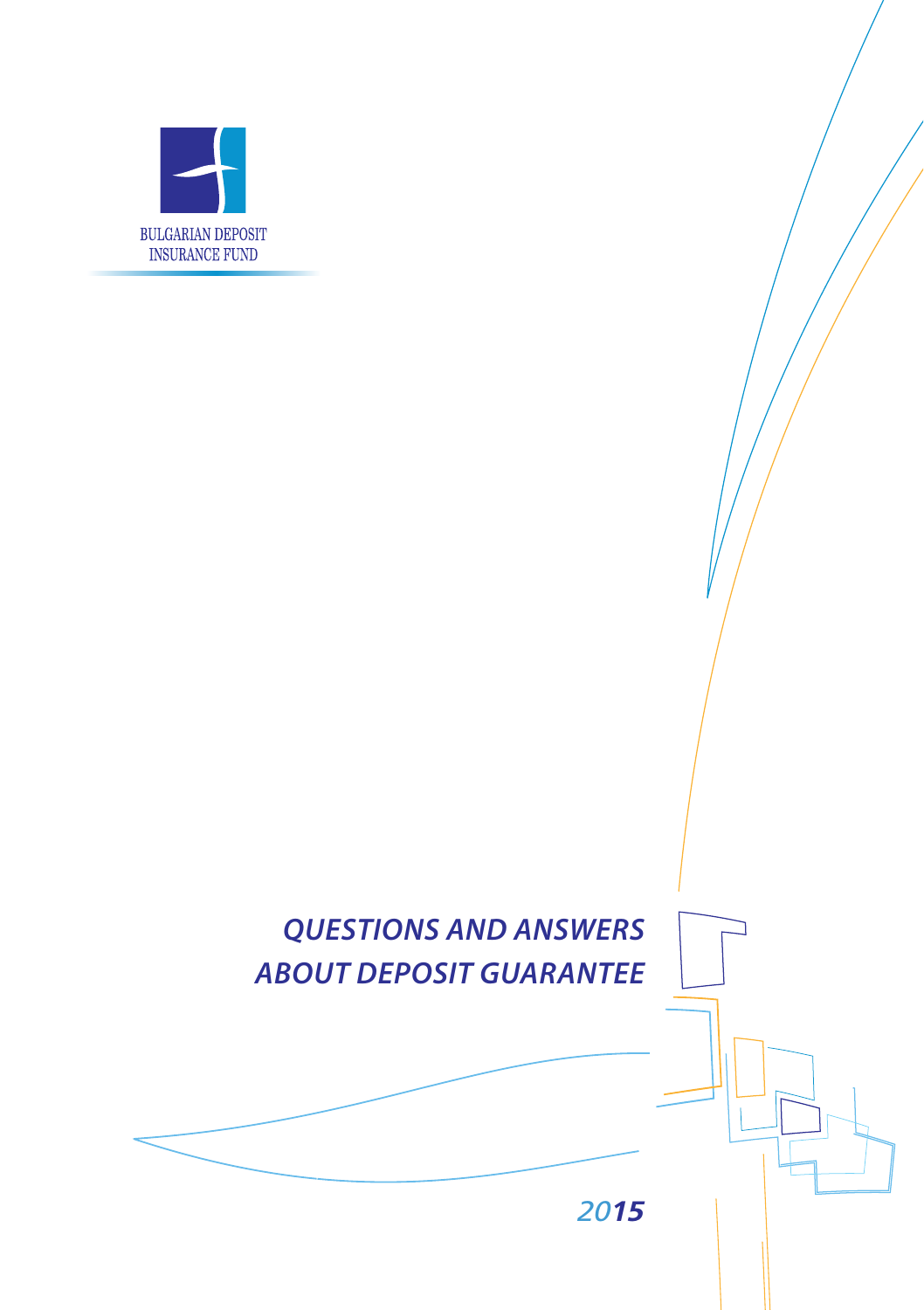BULGARIAN DEPOSIT INSURANCE FUND

# *QUESTIONS AND ANSWERS ABOUT DEPOSIT GUARANTEE*

*2015*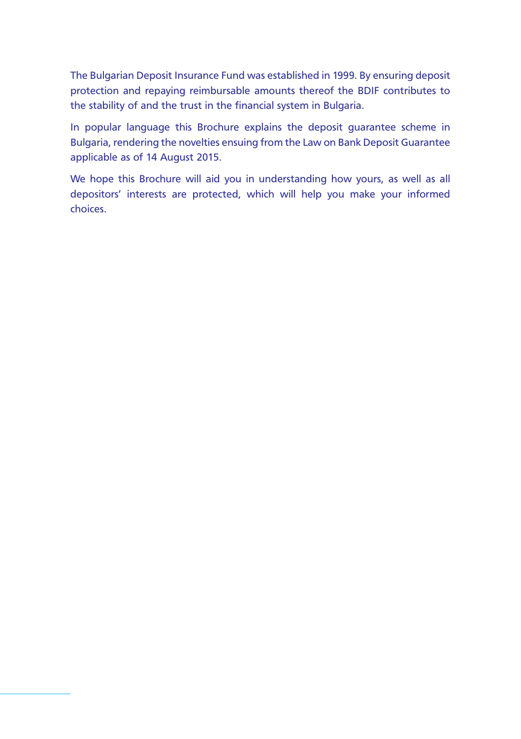The Bulgarian Deposit Insurance Fund was established in 1999. By ensuring deposit protection and repaying reimbursable amounts thereof the BDIF contributes to the stability of and the trust in the financial system in Bulgaria.

In popular language this Brochure explains the deposit guarantee scheme in Bulgaria, rendering the novelties ensuing from the Law on Bank Deposit Guarantee applicable as of 14 August 2015.

We hope this Brochure will aid you in understanding how yours, as well as all depositors' interests are protected, which will help you make your informed choices.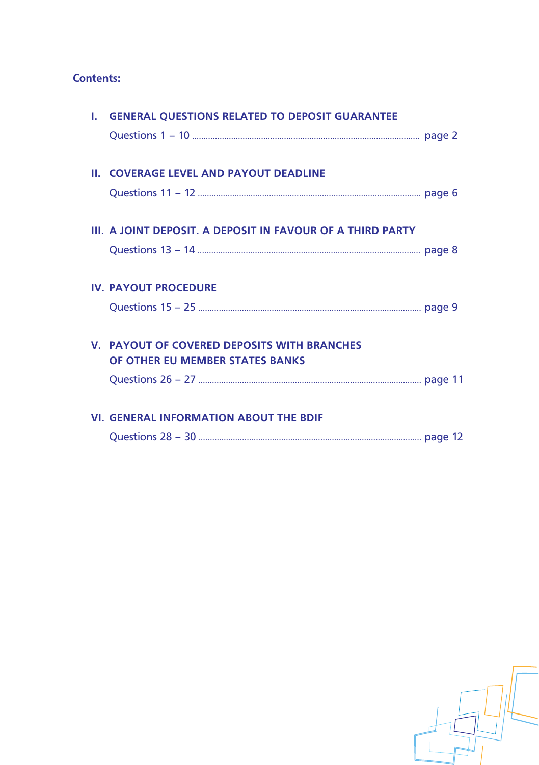**Contents:**

I. **GENERAL QUESTIONS RELATED TO DEPOSIT GUARANTEE**
Questions 1 – 10 ........................................................................................ page 2

II. **COVERAGE LEVEL AND PAYOUT DEADLINE**
Questions 11 – 12 ........................................................................................ page 6

III. **A JOINT DEPOSIT. A DEPOSIT IN FAVOUR OF A THIRD PARTY**
Questions 13 – 14 ........................................................................................ page 8

IV. **PAYOUT PROCEDURE**
Questions 15 – 25 ........................................................................................ page 9

V. **PAYOUT OF COVERED DEPOSITS WITH BRANCHES OF OTHER EU MEMBER STATES BANKS**
Questions 26 – 27 ........................................................................................ page 11

VI. **GENERAL INFORMATION ABOUT THE BDIF**
Questions 28 – 30 ........................................................................................ page 12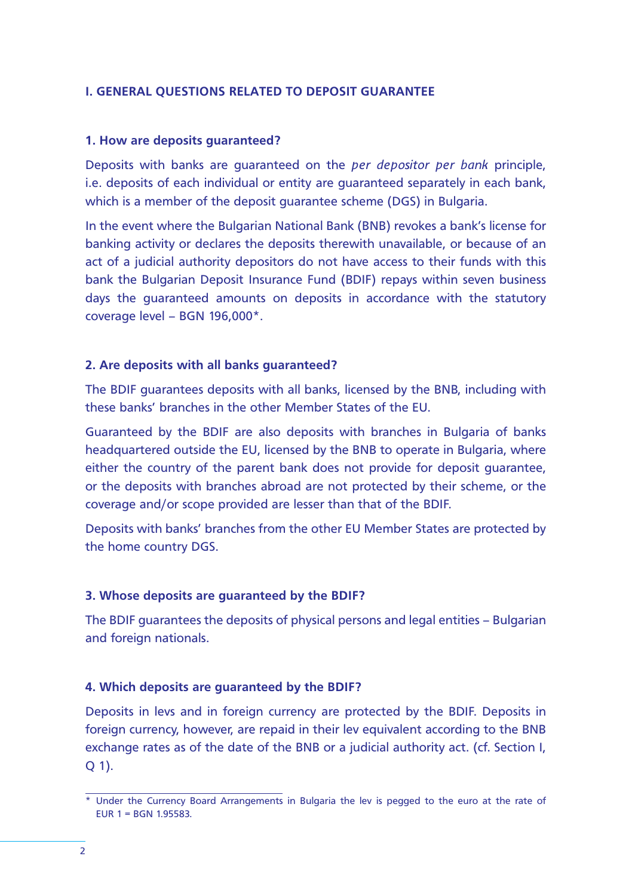## I. GENERAL QUESTIONS RELATED TO DEPOSIT GUARANTEE

### 1. How are deposits guaranteed?

Deposits with banks are guaranteed on the *per depositor per bank* principle, i.e. deposits of each individual or entity are guaranteed separately in each bank, which is a member of the deposit guarantee scheme (DGS) in Bulgaria.

In the event where the Bulgarian National Bank (BNB) revokes a bank's license for banking activity or declares the deposits therewith unavailable, or because of an act of a judicial authority depositors do not have access to their funds with this bank the Bulgarian Deposit Insurance Fund (BDIF) repays within seven business days the guaranteed amounts on deposits in accordance with the statutory coverage level – BGN 196,000*.

### 2. Are deposits with all banks guaranteed?

The BDIF guarantees deposits with all banks, licensed by the BNB, including with these banks' branches in the other Member States of the EU.

Guaranteed by the BDIF are also deposits with branches in Bulgaria of banks headquartered outside the EU, licensed by the BNB to operate in Bulgaria, where either the country of the parent bank does not provide for deposit guarantee, or the deposits with branches abroad are not protected by their scheme, or the coverage and/or scope provided are lesser than that of the BDIF.

Deposits with banks' branches from the other EU Member States are protected by the home country DGS.

### 3. Whose deposits are guaranteed by the BDIF?

The BDIF guarantees the deposits of physical persons and legal entities – Bulgarian and foreign nationals.

### 4. Which deposits are guaranteed by the BDIF?

Deposits in levs and in foreign currency are protected by the BDIF. Deposits in foreign currency, however, are repaid in their lev equivalent according to the BNB exchange rates as of the date of the BNB or a judicial authority act. (cf. Section I, Q 1).

---

* Under the Currency Board Arrangements in Bulgaria the lev is pegged to the euro at the rate of EUR 1 = BGN 1.95583.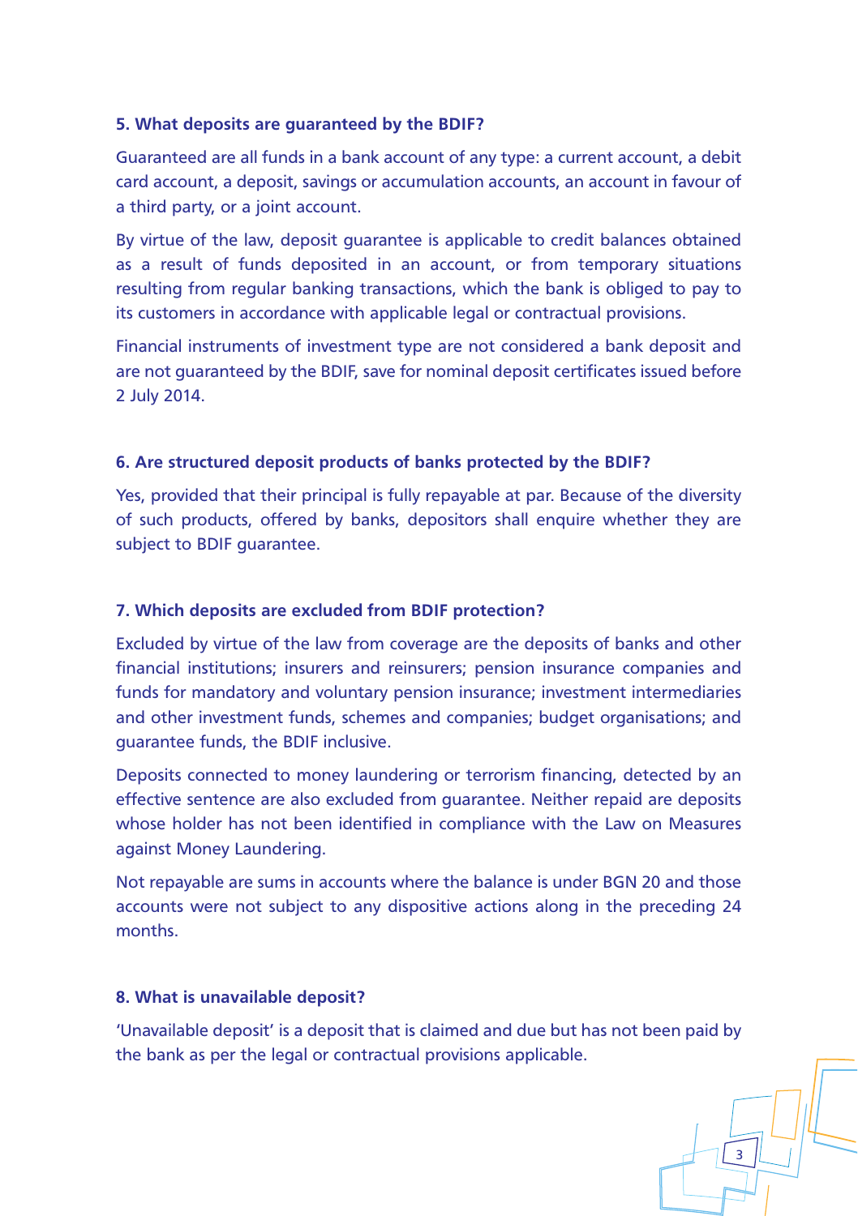### 5. What deposits are guaranteed by the BDIF?

Guaranteed are all funds in a bank account of any type: a current account, a debit card account, a deposit, savings or accumulation accounts, an account in favour of a third party, or a joint account.

By virtue of the law, deposit guarantee is applicable to credit balances obtained as a result of funds deposited in an account, or from temporary situations resulting from regular banking transactions, which the bank is obliged to pay to its customers in accordance with applicable legal or contractual provisions.

Financial instruments of investment type are not considered a bank deposit and are not guaranteed by the BDIF, save for nominal deposit certificates issued before 2 July 2014.

### 6. Are structured deposit products of banks protected by the BDIF?

Yes, provided that their principal is fully repayable at par. Because of the diversity of such products, offered by banks, depositors shall enquire whether they are subject to BDIF guarantee.

### 7. Which deposits are excluded from BDIF protection?

Excluded by virtue of the law from coverage are the deposits of banks and other financial institutions; insurers and reinsurers; pension insurance companies and funds for mandatory and voluntary pension insurance; investment intermediaries and other investment funds, schemes and companies; budget organisations; and guarantee funds, the BDIF inclusive.

Deposits connected to money laundering or terrorism financing, detected by an effective sentence are also excluded from guarantee. Neither repaid are deposits whose holder has not been identified in compliance with the Law on Measures against Money Laundering.

Not repayable are sums in accounts where the balance is under BGN 20 and those accounts were not subject to any dispositive actions along in the preceding 24 months.

### 8. What is unavailable deposit?

'Unavailable deposit' is a deposit that is claimed and due but has not been paid by the bank as per the legal or contractual provisions applicable.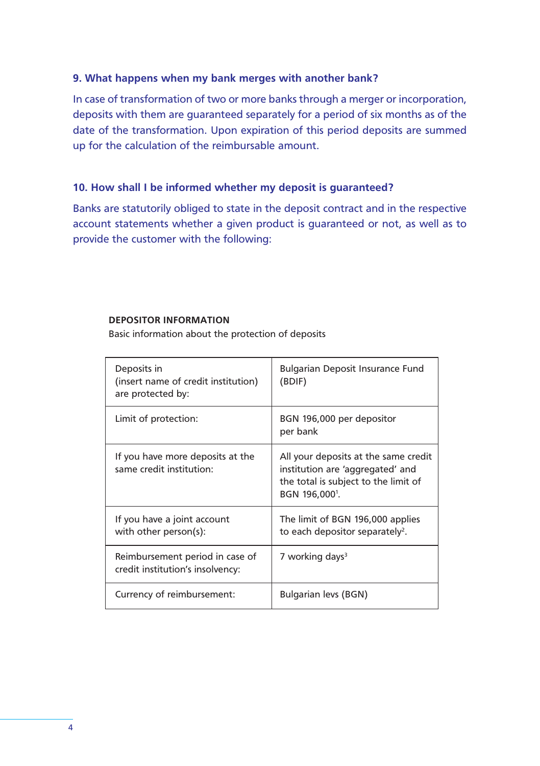## 9. What happens when my bank merges with another bank?

In case of transformation of two or more banks through a merger or incorporation, deposits with them are guaranteed separately for a period of six months as of the date of the transformation. Upon expiration of this period deposits are summed up for the calculation of the reimbursable amount.

## 10. How shall I be informed whether my deposit is guaranteed?

Banks are statutorily obliged to state in the deposit contract and in the respective account statements whether a given product is guaranteed or not, as well as to provide the customer with the following:

**DEPOSITOR INFORMATION**

Basic information about the protection of deposits

| | |
|---|---|
| Deposits in (insert name of credit institution) are protected by: | Bulgarian Deposit Insurance Fund (BDIF) |
| Limit of protection: | BGN 196,000 per depositor per bank |
| If you have more deposits at the same credit institution: | All your deposits at the same credit institution are 'aggregated' and the total is subject to the limit of BGN 196,000[1]. |
| If you have a joint account with other person(s): | The limit of BGN 196,000 applies to each depositor separately[2]. |
| Reimbursement period in case of credit institution's insolvency: | 7 working days[3] |
| Currency of reimbursement: | Bulgarian levs (BGN) |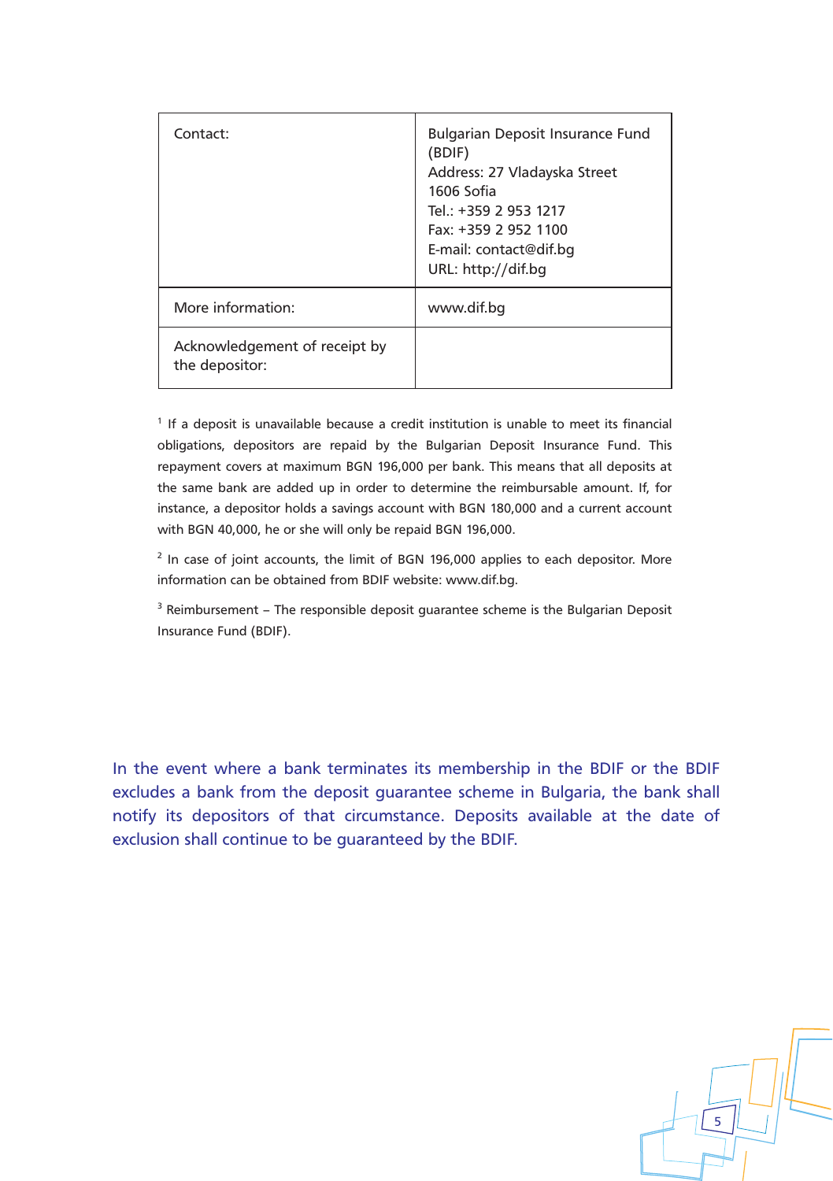| | |
|---|---|
| Contact: | Bulgarian Deposit Insurance Fund (BDIF)<br>Address: 27 Vladayska Street<br>1606 Sofia<br>Tel.: +359 2 953 1217<br>Fax: +359 2 952 1100<br>E-mail: contact@dif.bg<br>URL: http://dif.bg |
| More information: | www.dif.bg |
| Acknowledgement of receipt by the depositor: | |

[1] If a deposit is unavailable because a credit institution is unable to meet its financial obligations, depositors are repaid by the Bulgarian Deposit Insurance Fund. This repayment covers at maximum BGN 196,000 per bank. This means that all deposits at the same bank are added up in order to determine the reimbursable amount. If, for instance, a depositor holds a savings account with BGN 180,000 and a current account with BGN 40,000, he or she will only be repaid BGN 196,000.

[2] In case of joint accounts, the limit of BGN 196,000 applies to each depositor. More information can be obtained from BDIF website: www.dif.bg.

[3] Reimbursement – The responsible deposit guarantee scheme is the Bulgarian Deposit Insurance Fund (BDIF).

In the event where a bank terminates its membership in the BDIF or the BDIF excludes a bank from the deposit guarantee scheme in Bulgaria, the bank shall notify its depositors of that circumstance. Deposits available at the date of exclusion shall continue to be guaranteed by the BDIF.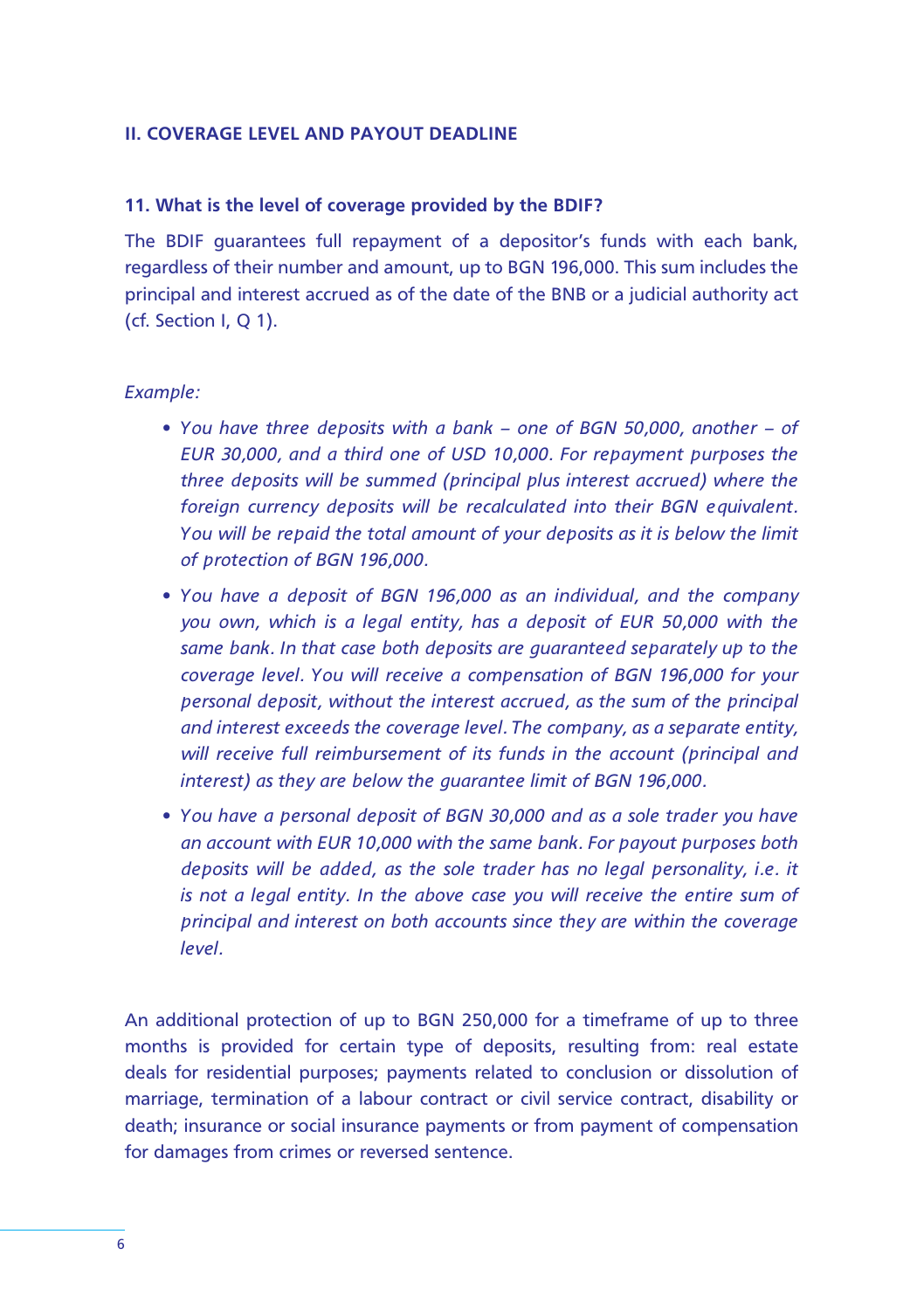## II. COVERAGE LEVEL AND PAYOUT DEADLINE

### 11. What is the level of coverage provided by the BDIF?

The BDIF guarantees full repayment of a depositor's funds with each bank, regardless of their number and amount, up to BGN 196,000. This sum includes the principal and interest accrued as of the date of the BNB or a judicial authority act (cf. Section I, Q 1).

*Example:*

- *You have three deposits with a bank – one of BGN 50,000, another – of EUR 30,000, and a third one of USD 10,000. For repayment purposes the three deposits will be summed (principal plus interest accrued) where the foreign currency deposits will be recalculated into their BGN equivalent. You will be repaid the total amount of your deposits as it is below the limit of protection of BGN 196,000.*
- *You have a deposit of BGN 196,000 as an individual, and the company you own, which is a legal entity, has a deposit of EUR 50,000 with the same bank. In that case both deposits are guaranteed separately up to the coverage level. You will receive a compensation of BGN 196,000 for your personal deposit, without the interest accrued, as the sum of the principal and interest exceeds the coverage level. The company, as a separate entity, will receive full reimbursement of its funds in the account (principal and interest) as they are below the guarantee limit of BGN 196,000.*
- *You have a personal deposit of BGN 30,000 and as a sole trader you have an account with EUR 10,000 with the same bank. For payout purposes both deposits will be added, as the sole trader has no legal personality, i.e. it is not a legal entity. In the above case you will receive the entire sum of principal and interest on both accounts since they are within the coverage level.*

An additional protection of up to BGN 250,000 for a timeframe of up to three months is provided for certain type of deposits, resulting from: real estate deals for residential purposes; payments related to conclusion or dissolution of marriage, termination of a labour contract or civil service contract, disability or death; insurance or social insurance payments or from payment of compensation for damages from crimes or reversed sentence.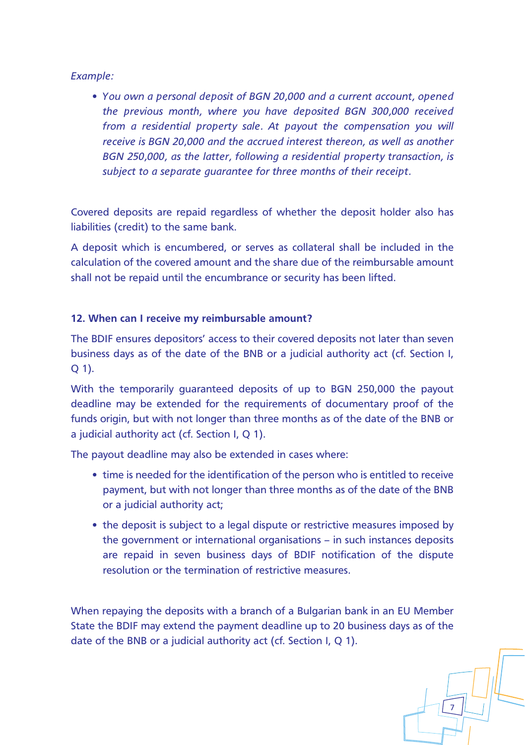*Example:*

- *You own a personal deposit of BGN 20,000 and a current account, opened the previous month, where you have deposited BGN 300,000 received from a residential property sale. At payout the compensation you will receive is BGN 20,000 and the accrued interest thereon, as well as another BGN 250,000, as the latter, following a residential property transaction, is subject to a separate guarantee for three months of their receipt.*

Covered deposits are repaid regardless of whether the deposit holder also has liabilities (credit) to the same bank.

A deposit which is encumbered, or serves as collateral shall be included in the calculation of the covered amount and the share due of the reimbursable amount shall not be repaid until the encumbrance or security has been lifted.

**12. When can I receive my reimbursable amount?**

The BDIF ensures depositors' access to their covered deposits not later than seven business days as of the date of the BNB or a judicial authority act (cf. Section I, Q 1).

With the temporarily guaranteed deposits of up to BGN 250,000 the payout deadline may be extended for the requirements of documentary proof of the funds origin, but with not longer than three months as of the date of the BNB or a judicial authority act (cf. Section I, Q 1).

The payout deadline may also be extended in cases where:

- time is needed for the identification of the person who is entitled to receive payment, but with not longer than three months as of the date of the BNB or a judicial authority act;
- the deposit is subject to a legal dispute or restrictive measures imposed by the government or international organisations – in such instances deposits are repaid in seven business days of BDIF notification of the dispute resolution or the termination of restrictive measures.

When repaying the deposits with a branch of a Bulgarian bank in an EU Member State the BDIF may extend the payment deadline up to 20 business days as of the date of the BNB or a judicial authority act (cf. Section I, Q 1).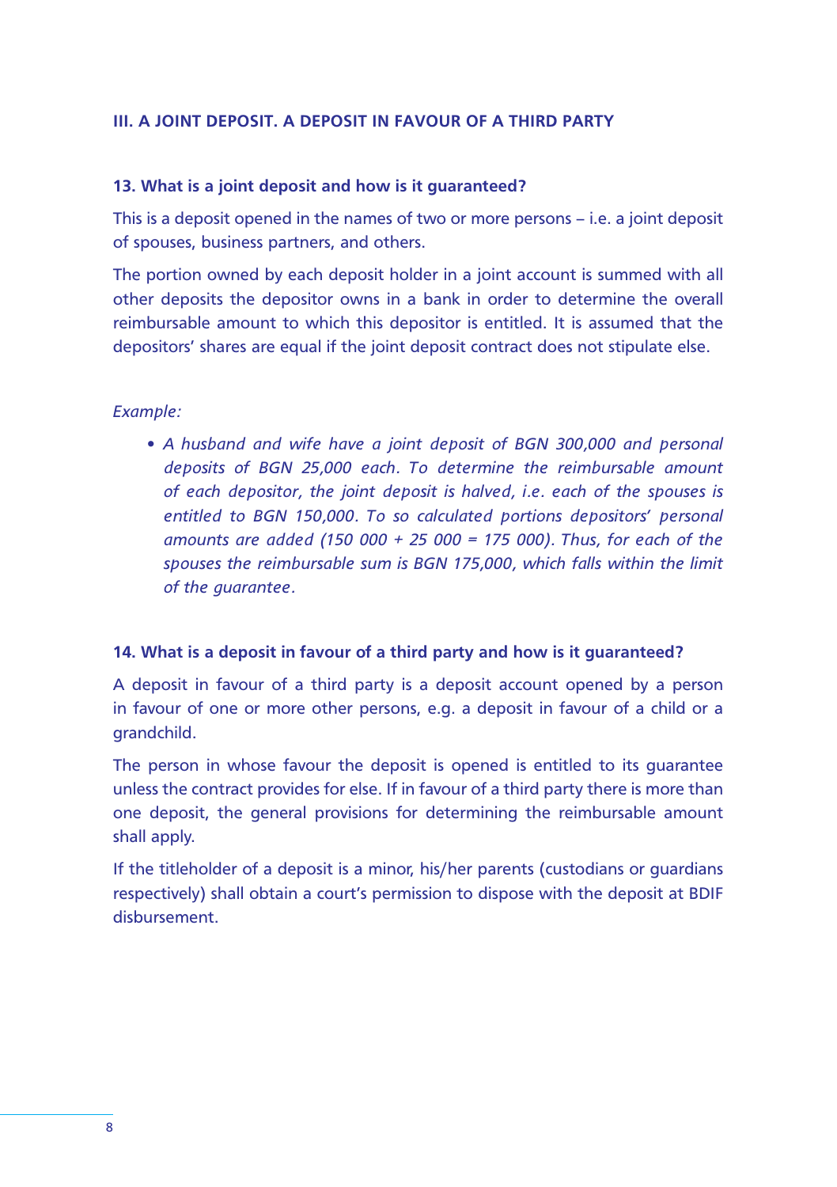## III. A JOINT DEPOSIT. A DEPOSIT IN FAVOUR OF A THIRD PARTY

### 13. What is a joint deposit and how is it guaranteed?

This is a deposit opened in the names of two or more persons – i.e. a joint deposit of spouses, business partners, and others.

The portion owned by each deposit holder in a joint account is summed with all other deposits the depositor owns in a bank in order to determine the overall reimbursable amount to which this depositor is entitled. It is assumed that the depositors' shares are equal if the joint deposit contract does not stipulate else.

*Example:*

- *A husband and wife have a joint deposit of BGN 300,000 and personal deposits of BGN 25,000 each. To determine the reimbursable amount of each depositor, the joint deposit is halved, i.e. each of the spouses is entitled to BGN 150,000. To so calculated portions depositors' personal amounts are added (150 000 + 25 000 = 175 000). Thus, for each of the spouses the reimbursable sum is BGN 175,000, which falls within the limit of the guarantee.*

### 14. What is a deposit in favour of a third party and how is it guaranteed?

A deposit in favour of a third party is a deposit account opened by a person in favour of one or more other persons, e.g. a deposit in favour of a child or a grandchild.

The person in whose favour the deposit is opened is entitled to its guarantee unless the contract provides for else. If in favour of a third party there is more than one deposit, the general provisions for determining the reimbursable amount shall apply.

If the titleholder of a deposit is a minor, his/her parents (custodians or guardians respectively) shall obtain a court's permission to dispose with the deposit at BDIF disbursement.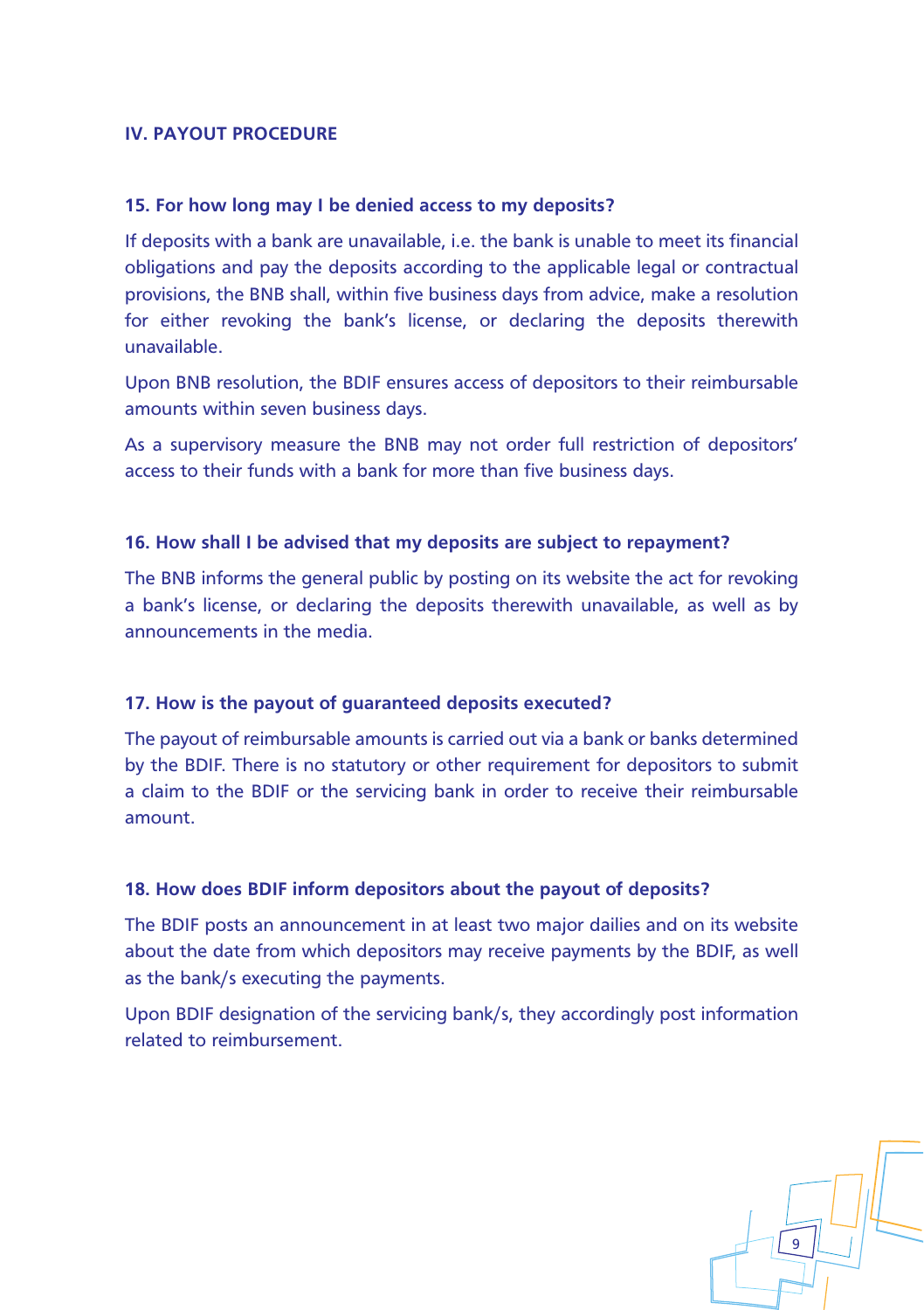## IV. PAYOUT PROCEDURE

### 15. For how long may I be denied access to my deposits?

If deposits with a bank are unavailable, i.e. the bank is unable to meet its financial obligations and pay the deposits according to the applicable legal or contractual provisions, the BNB shall, within five business days from advice, make a resolution for either revoking the bank's license, or declaring the deposits therewith unavailable.

Upon BNB resolution, the BDIF ensures access of depositors to their reimbursable amounts within seven business days.

As a supervisory measure the BNB may not order full restriction of depositors' access to their funds with a bank for more than five business days.

### 16. How shall I be advised that my deposits are subject to repayment?

The BNB informs the general public by posting on its website the act for revoking a bank's license, or declaring the deposits therewith unavailable, as well as by announcements in the media.

### 17. How is the payout of guaranteed deposits executed?

The payout of reimbursable amounts is carried out via a bank or banks determined by the BDIF. There is no statutory or other requirement for depositors to submit a claim to the BDIF or the servicing bank in order to receive their reimbursable amount.

### 18. How does BDIF inform depositors about the payout of deposits?

The BDIF posts an announcement in at least two major dailies and on its website about the date from which depositors may receive payments by the BDIF, as well as the bank/s executing the payments.

Upon BDIF designation of the servicing bank/s, they accordingly post information related to reimbursement.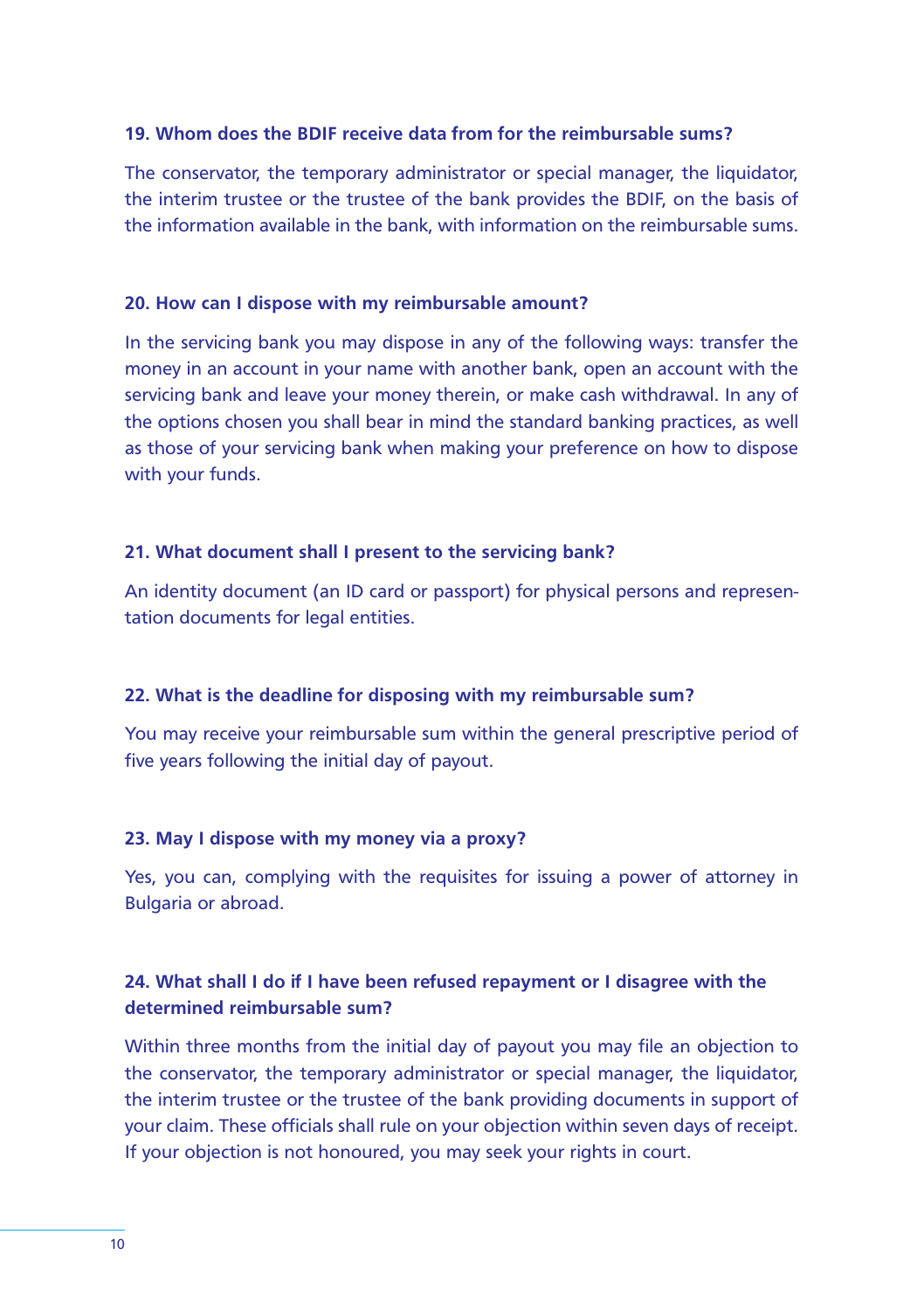### 19. Whom does the BDIF receive data from for the reimbursable sums?

The conservator, the temporary administrator or special manager, the liquidator, the interim trustee or the trustee of the bank provides the BDIF, on the basis of the information available in the bank, with information on the reimbursable sums.

### 20. How can I dispose with my reimbursable amount?

In the servicing bank you may dispose in any of the following ways: transfer the money in an account in your name with another bank, open an account with the servicing bank and leave your money therein, or make cash withdrawal. In any of the options chosen you shall bear in mind the standard banking practices, as well as those of your servicing bank when making your preference on how to dispose with your funds.

### 21. What document shall I present to the servicing bank?

An identity document (an ID card or passport) for physical persons and representation documents for legal entities.

### 22. What is the deadline for disposing with my reimbursable sum?

You may receive your reimbursable sum within the general prescriptive period of five years following the initial day of payout.

### 23. May I dispose with my money via a proxy?

Yes, you can, complying with the requisites for issuing a power of attorney in Bulgaria or abroad.

### 24. What shall I do if I have been refused repayment or I disagree with the determined reimbursable sum?

Within three months from the initial day of payout you may file an objection to the conservator, the temporary administrator or special manager, the liquidator, the interim trustee or the trustee of the bank providing documents in support of your claim. These officials shall rule on your objection within seven days of receipt. If your objection is not honoured, you may seek your rights in court.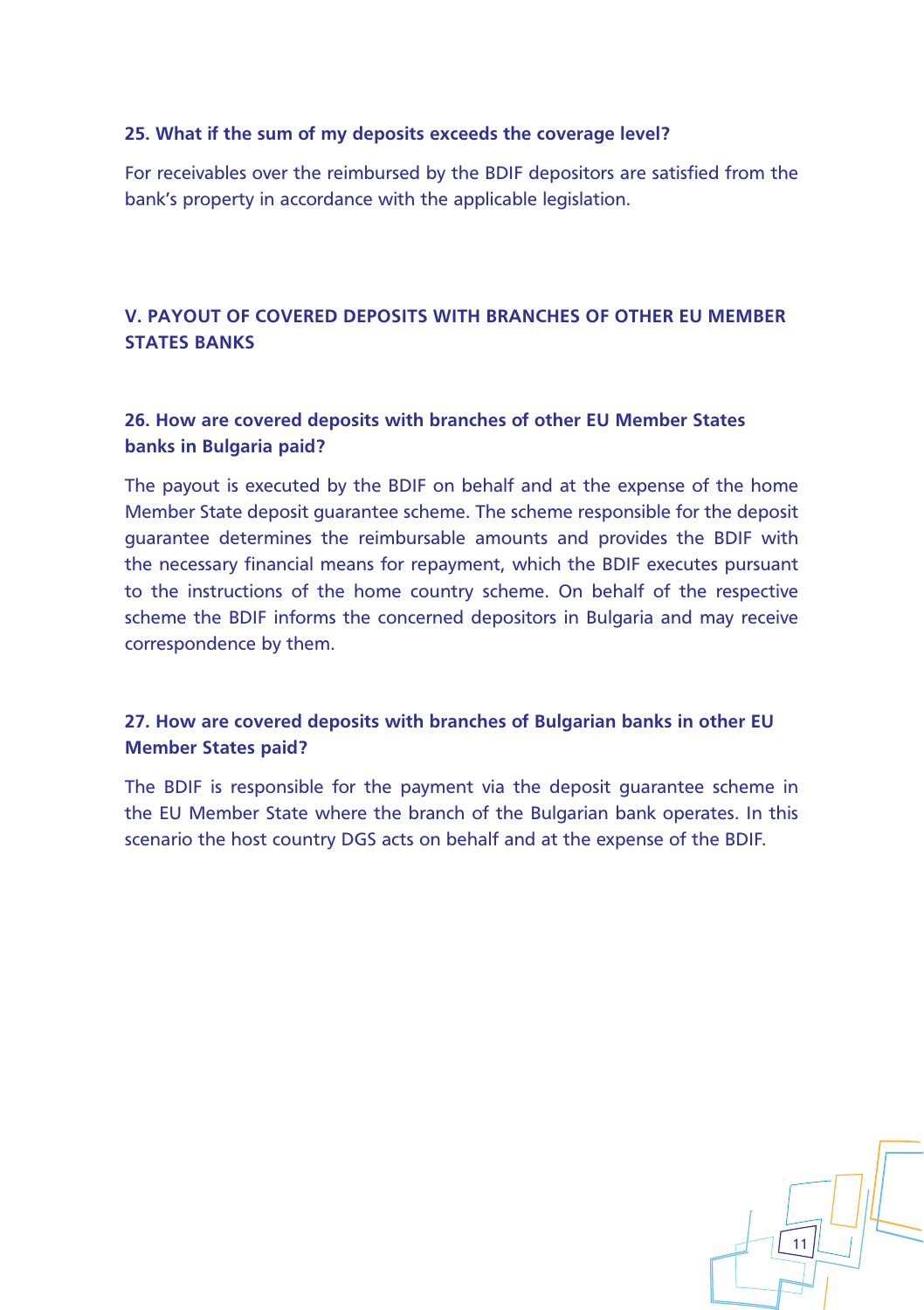### 25. What if the sum of my deposits exceeds the coverage level?

For receivables over the reimbursed by the BDIF depositors are satisfied from the bank's property in accordance with the applicable legislation.

## V. PAYOUT OF COVERED DEPOSITS WITH BRANCHES OF OTHER EU MEMBER STATES BANKS

### 26. How are covered deposits with branches of other EU Member States banks in Bulgaria paid?

The payout is executed by the BDIF on behalf and at the expense of the home Member State deposit guarantee scheme. The scheme responsible for the deposit guarantee determines the reimbursable amounts and provides the BDIF with the necessary financial means for repayment, which the BDIF executes pursuant to the instructions of the home country scheme. On behalf of the respective scheme the BDIF informs the concerned depositors in Bulgaria and may receive correspondence by them.

### 27. How are covered deposits with branches of Bulgarian banks in other EU Member States paid?

The BDIF is responsible for the payment via the deposit guarantee scheme in the EU Member State where the branch of the Bulgarian bank operates. In this scenario the host country DGS acts on behalf and at the expense of the BDIF.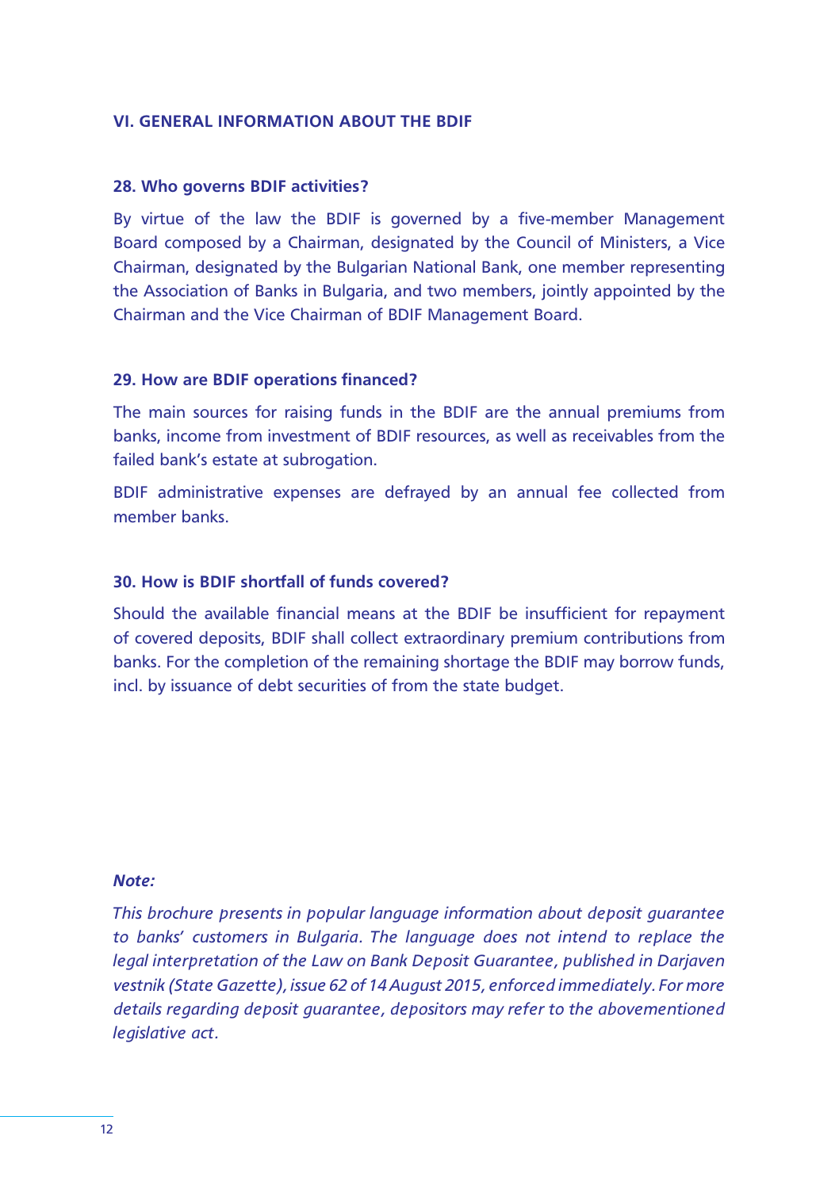## VI. GENERAL INFORMATION ABOUT THE BDIF

### 28. Who governs BDIF activities?

By virtue of the law the BDIF is governed by a five-member Management Board composed by a Chairman, designated by the Council of Ministers, a Vice Chairman, designated by the Bulgarian National Bank, one member representing the Association of Banks in Bulgaria, and two members, jointly appointed by the Chairman and the Vice Chairman of BDIF Management Board.

### 29. How are BDIF operations financed?

The main sources for raising funds in the BDIF are the annual premiums from banks, income from investment of BDIF resources, as well as receivables from the failed bank's estate at subrogation.

BDIF administrative expenses are defrayed by an annual fee collected from member banks.

### 30. How is BDIF shortfall of funds covered?

Should the available financial means at the BDIF be insufficient for repayment of covered deposits, BDIF shall collect extraordinary premium contributions from banks. For the completion of the remaining shortage the BDIF may borrow funds, incl. by issuance of debt securities of from the state budget.

***Note:***

*This brochure presents in popular language information about deposit guarantee to banks' customers in Bulgaria. The language does not intend to replace the legal interpretation of the Law on Bank Deposit Guarantee, published in Darjaven vestnik (State Gazette), issue 62 of 14 August 2015, enforced immediately. For more details regarding deposit guarantee, depositors may refer to the abovementioned legislative act.*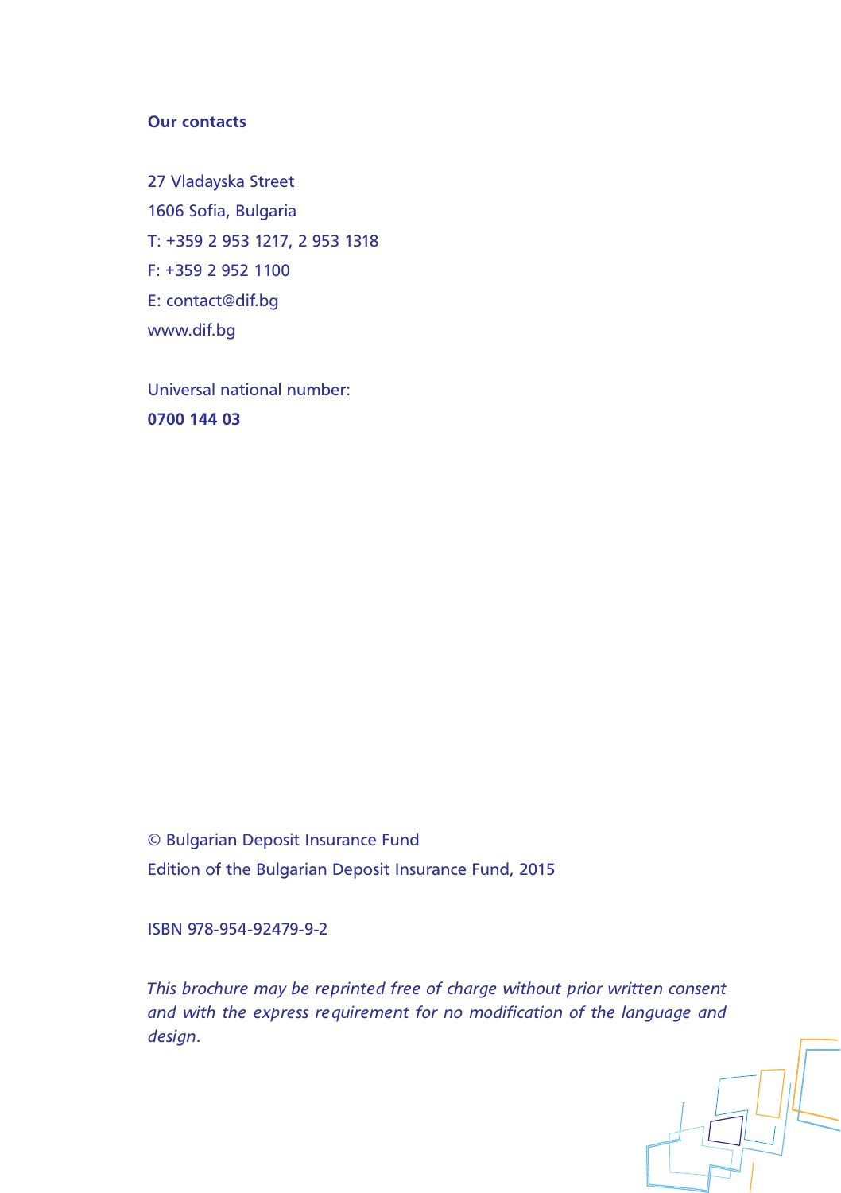**Our contacts**

27 Vladayska Street
1606 Sofia, Bulgaria
T: +359 2 953 1217, 2 953 1318
F: +359 2 952 1100
E: contact@dif.bg
www.dif.bg

Universal national number:
**0700 144 03**

© Bulgarian Deposit Insurance Fund
Edition of the Bulgarian Deposit Insurance Fund, 2015

ISBN 978-954-92479-9-2

*This brochure may be reprinted free of charge without prior written consent and with the express requirement for no modification of the language and design.*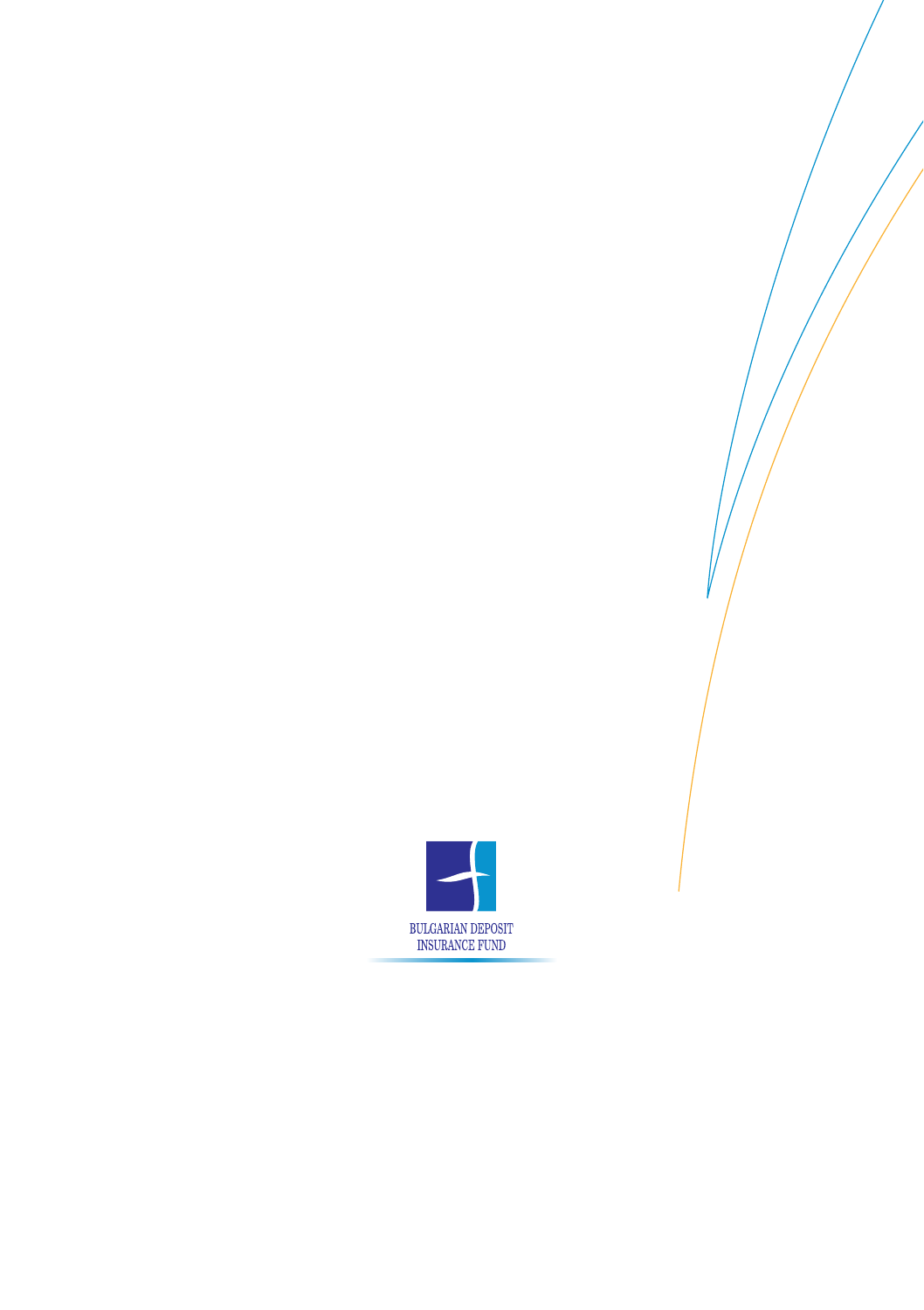BULGARIAN DEPOSIT
INSURANCE FUND